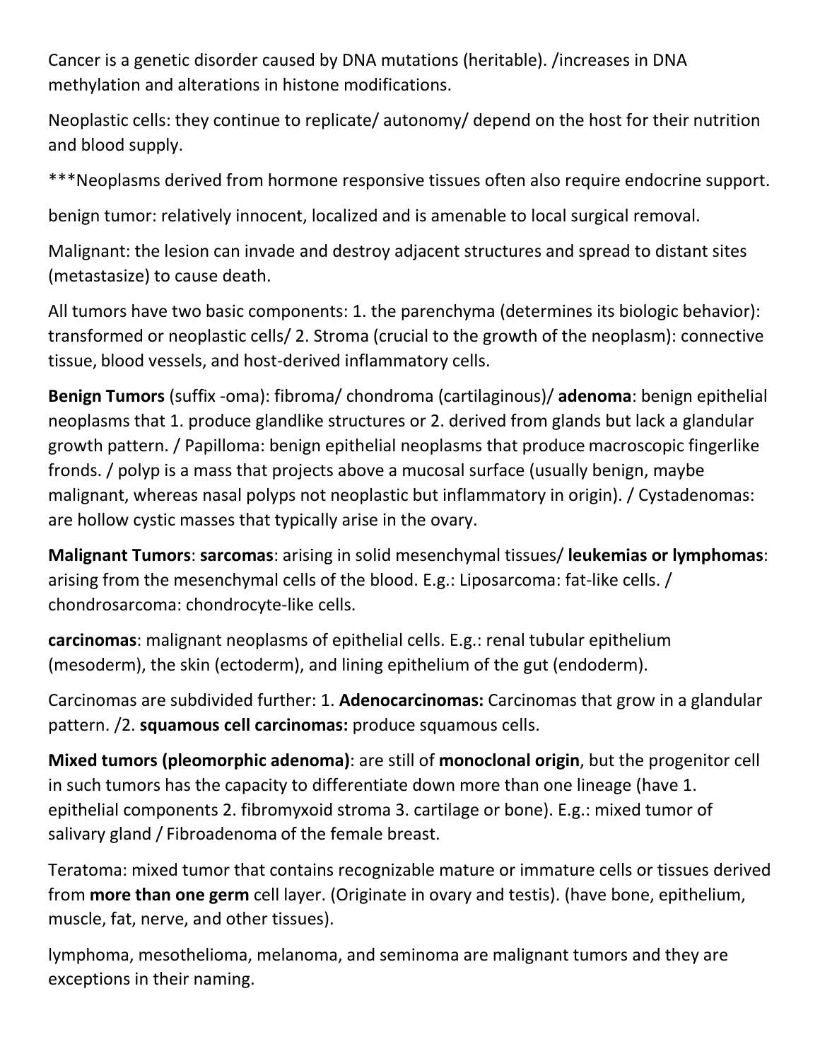Cancer is a genetic disorder caused by DNA mutations (heritable). /increases in DNA methylation and alterations in histone modifications.

Neoplastic cells: they continue to replicate/ autonomy/ depend on the host for their nutrition and blood supply.

***Neoplasms derived from hormone responsive tissues often also require endocrine support.

benign tumor: relatively innocent, localized and is amenable to local surgical removal.

Malignant: the lesion can invade and destroy adjacent structures and spread to distant sites (metastasize) to cause death.

All tumors have two basic components: 1. the parenchyma (determines its biologic behavior): transformed or neoplastic cells/ 2. Stroma (crucial to the growth of the neoplasm): connective tissue, blood vessels, and host-derived inflammatory cells.

**Benign Tumors** (suffix -oma): fibroma/ chondroma (cartilaginous)/ **adenoma**: benign epithelial neoplasms that 1. produce glandlike structures or 2. derived from glands but lack a glandular growth pattern. / Papilloma: benign epithelial neoplasms that produce macroscopic fingerlike fronds. / polyp is a mass that projects above a mucosal surface (usually benign, maybe malignant, whereas nasal polyps not neoplastic but inflammatory in origin). / Cystadenomas: are hollow cystic masses that typically arise in the ovary.

**Malignant Tumors**: **sarcomas**: arising in solid mesenchymal tissues/ **leukemias or lymphomas**: arising from the mesenchymal cells of the blood. E.g.: Liposarcoma: fat-like cells. / chondrosarcoma: chondrocyte-like cells.

**carcinomas**: malignant neoplasms of epithelial cells. E.g.: renal tubular epithelium (mesoderm), the skin (ectoderm), and lining epithelium of the gut (endoderm).

Carcinomas are subdivided further: 1. **Adenocarcinomas:** Carcinomas that grow in a glandular pattern. /2. **squamous cell carcinomas:** produce squamous cells.

**Mixed tumors (pleomorphic adenoma)**: are still of **monoclonal origin**, but the progenitor cell in such tumors has the capacity to differentiate down more than one lineage (have 1. epithelial components 2. fibromyxoid stroma 3. cartilage or bone). E.g.: mixed tumor of salivary gland / Fibroadenoma of the female breast.

Teratoma: mixed tumor that contains recognizable mature or immature cells or tissues derived from **more than one germ** cell layer. (Originate in ovary and testis). (have bone, epithelium, muscle, fat, nerve, and other tissues).

lymphoma, mesothelioma, melanoma, and seminoma are malignant tumors and they are exceptions in their naming.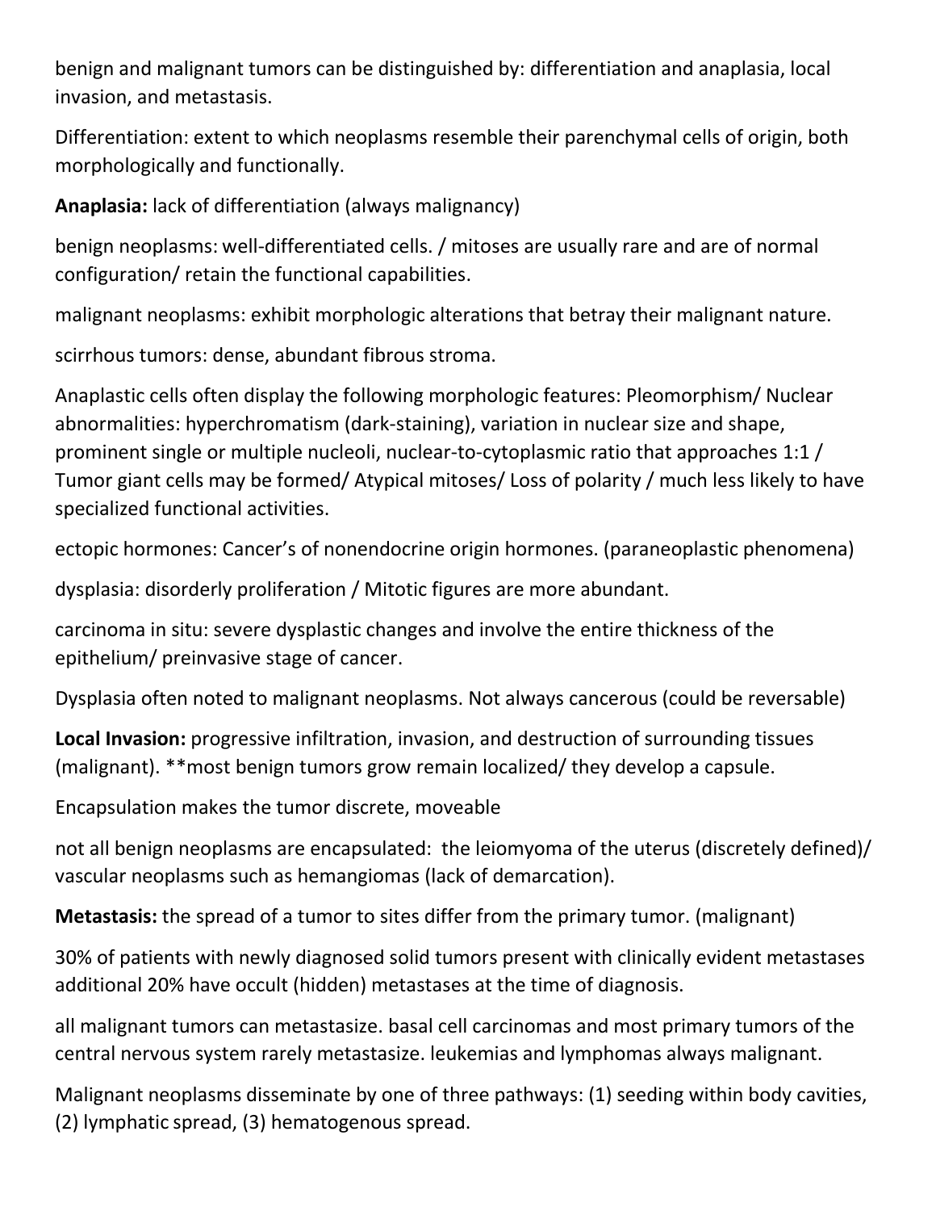benign and malignant tumors can be distinguished by: differentiation and anaplasia, local invasion, and metastasis.

Differentiation: extent to which neoplasms resemble their parenchymal cells of origin, both morphologically and functionally.

**Anaplasia:** lack of differentiation (always malignancy)

benign neoplasms: well-differentiated cells. / mitoses are usually rare and are of normal configuration/ retain the functional capabilities.

malignant neoplasms: exhibit morphologic alterations that betray their malignant nature.

scirrhous tumors: dense, abundant fibrous stroma.

Anaplastic cells often display the following morphologic features: Pleomorphism/ Nuclear abnormalities: hyperchromatism (dark-staining), variation in nuclear size and shape, prominent single or multiple nucleoli, nuclear-to-cytoplasmic ratio that approaches 1:1 / Tumor giant cells may be formed/ Atypical mitoses/ Loss of polarity / much less likely to have specialized functional activities.

ectopic hormones: Cancer's of nonendocrine origin hormones. (paraneoplastic phenomena)

dysplasia: disorderly proliferation / Mitotic figures are more abundant.

carcinoma in situ: severe dysplastic changes and involve the entire thickness of the epithelium/ preinvasive stage of cancer.

Dysplasia often noted to malignant neoplasms. Not always cancerous (could be reversable)

**Local Invasion:** progressive infiltration, invasion, and destruction of surrounding tissues (malignant). **most benign tumors grow remain localized/ they develop a capsule.

Encapsulation makes the tumor discrete, moveable

not all benign neoplasms are encapsulated: the leiomyoma of the uterus (discretely defined)/ vascular neoplasms such as hemangiomas (lack of demarcation).

**Metastasis:** the spread of a tumor to sites differ from the primary tumor. (malignant)

30% of patients with newly diagnosed solid tumors present with clinically evident metastases additional 20% have occult (hidden) metastases at the time of diagnosis.

all malignant tumors can metastasize. basal cell carcinomas and most primary tumors of the central nervous system rarely metastasize. leukemias and lymphomas always malignant.

Malignant neoplasms disseminate by one of three pathways: (1) seeding within body cavities, (2) lymphatic spread, (3) hematogenous spread.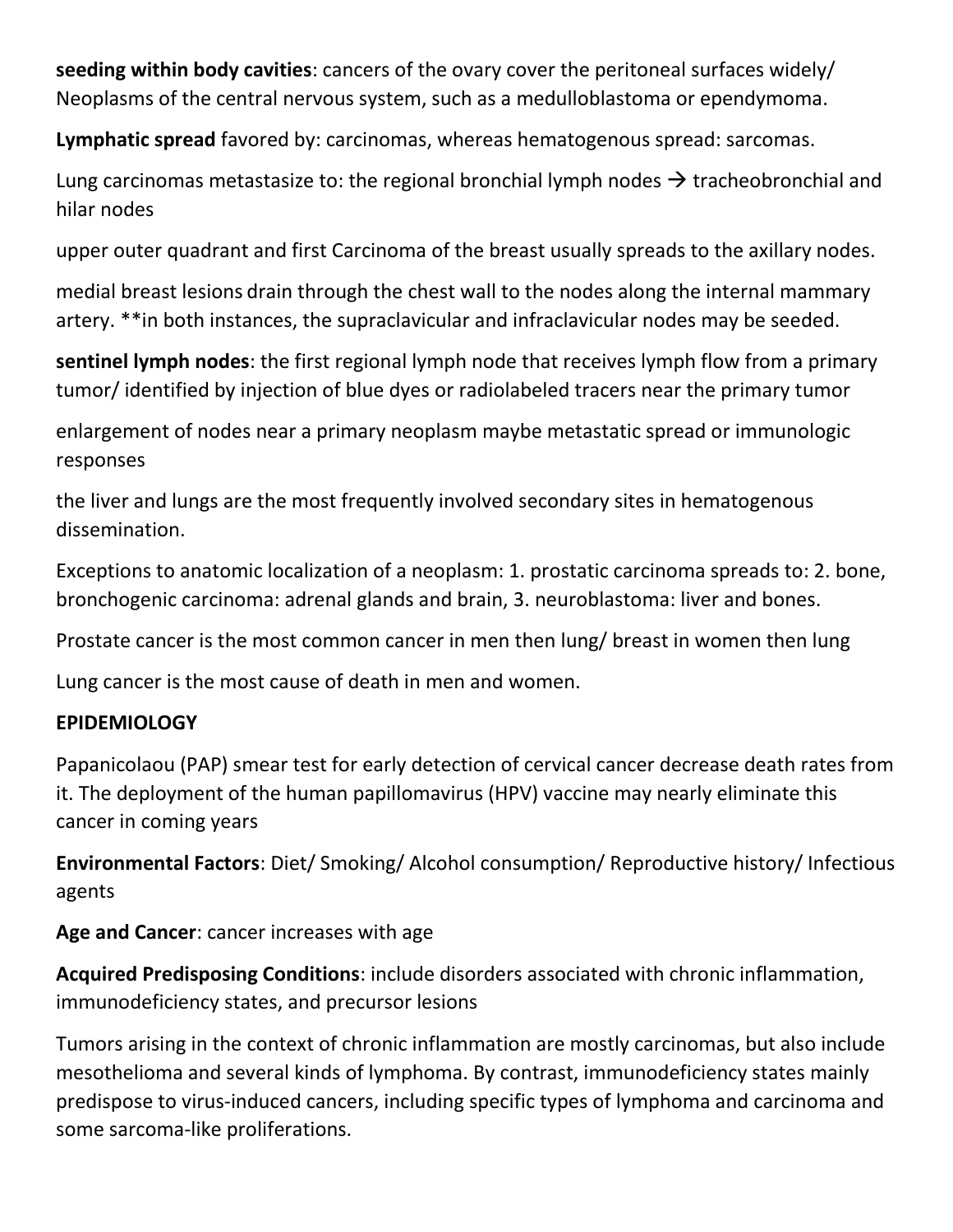**seeding within body cavities**: cancers of the ovary cover the peritoneal surfaces widely/ Neoplasms of the central nervous system, such as a medulloblastoma or ependymoma.

**Lymphatic spread** favored by: carcinomas, whereas hematogenous spread: sarcomas.

Lung carcinomas metastasize to: the regional bronchial lymph nodes → tracheobronchial and hilar nodes

upper outer quadrant and first Carcinoma of the breast usually spreads to the axillary nodes.

medial breast lesions drain through the chest wall to the nodes along the internal mammary artery. **in both instances, the supraclavicular and infraclavicular nodes may be seeded.

**sentinel lymph nodes**: the first regional lymph node that receives lymph flow from a primary tumor/ identified by injection of blue dyes or radiolabeled tracers near the primary tumor

enlargement of nodes near a primary neoplasm maybe metastatic spread or immunologic responses

the liver and lungs are the most frequently involved secondary sites in hematogenous dissemination.

Exceptions to anatomic localization of a neoplasm: 1. prostatic carcinoma spreads to: 2. bone, bronchogenic carcinoma: adrenal glands and brain, 3. neuroblastoma: liver and bones.

Prostate cancer is the most common cancer in men then lung/ breast in women then lung

Lung cancer is the most cause of death in men and women.

**EPIDEMIOLOGY**

Papanicolaou (PAP) smear test for early detection of cervical cancer decrease death rates from it. The deployment of the human papillomavirus (HPV) vaccine may nearly eliminate this cancer in coming years

**Environmental Factors**: Diet/ Smoking/ Alcohol consumption/ Reproductive history/ Infectious agents

**Age and Cancer**: cancer increases with age

**Acquired Predisposing Conditions**: include disorders associated with chronic inflammation, immunodeficiency states, and precursor lesions

Tumors arising in the context of chronic inflammation are mostly carcinomas, but also include mesothelioma and several kinds of lymphoma. By contrast, immunodeficiency states mainly predispose to virus-induced cancers, including specific types of lymphoma and carcinoma and some sarcoma-like proliferations.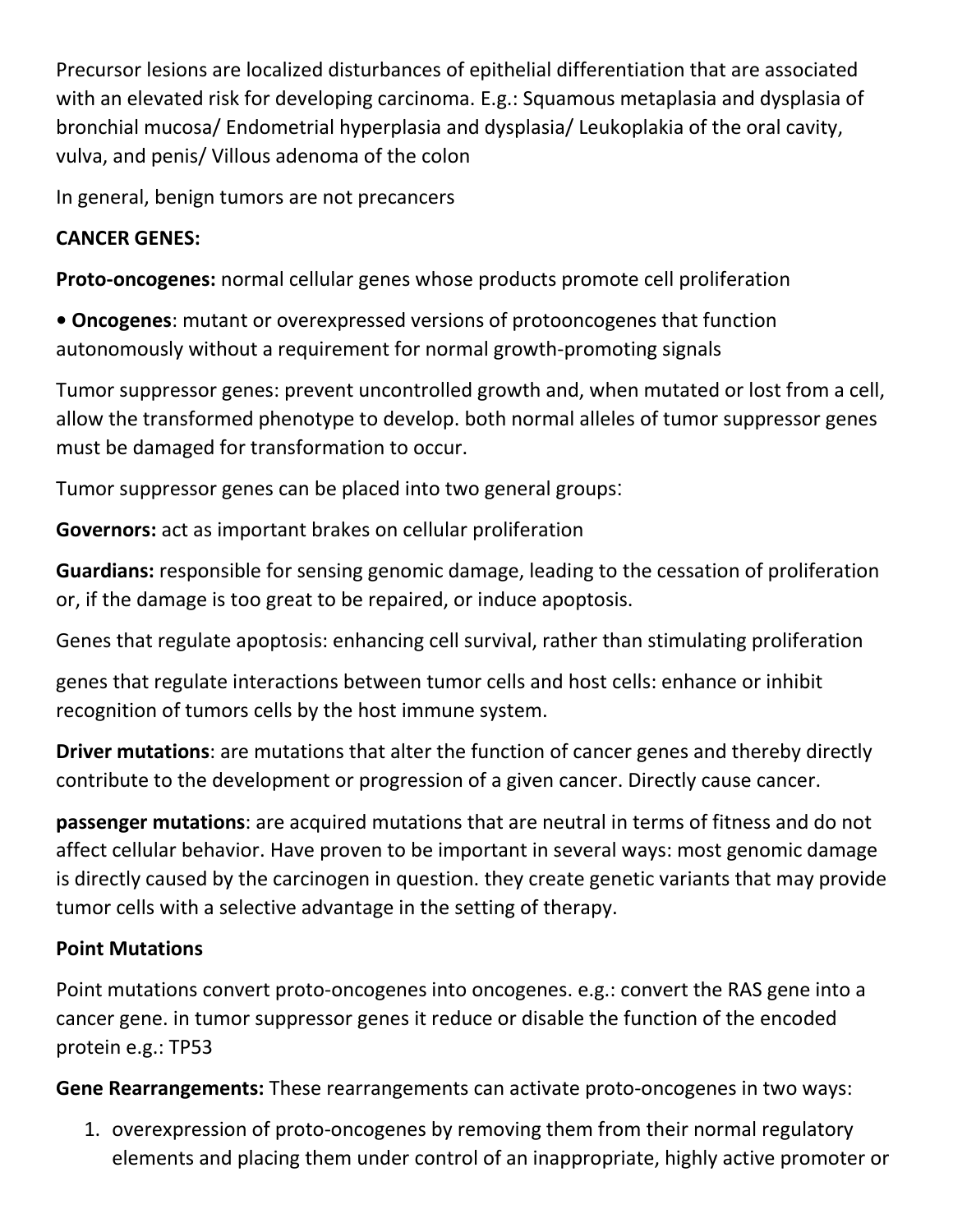Precursor lesions are localized disturbances of epithelial differentiation that are associated with an elevated risk for developing carcinoma. E.g.: Squamous metaplasia and dysplasia of bronchial mucosa/ Endometrial hyperplasia and dysplasia/ Leukoplakia of the oral cavity, vulva, and penis/ Villous adenoma of the colon

In general, benign tumors are not precancers

**CANCER GENES:**

**Proto-oncogenes:** normal cellular genes whose products promote cell proliferation

- **Oncogenes**: mutant or overexpressed versions of protooncogenes that function autonomously without a requirement for normal growth-promoting signals

Tumor suppressor genes: prevent uncontrolled growth and, when mutated or lost from a cell, allow the transformed phenotype to develop. both normal alleles of tumor suppressor genes must be damaged for transformation to occur.

Tumor suppressor genes can be placed into two general groups:

**Governors:** act as important brakes on cellular proliferation

**Guardians:** responsible for sensing genomic damage, leading to the cessation of proliferation or, if the damage is too great to be repaired, or induce apoptosis.

Genes that regulate apoptosis: enhancing cell survival, rather than stimulating proliferation

genes that regulate interactions between tumor cells and host cells: enhance or inhibit recognition of tumors cells by the host immune system.

**Driver mutations**: are mutations that alter the function of cancer genes and thereby directly contribute to the development or progression of a given cancer. Directly cause cancer.

**passenger mutations**: are acquired mutations that are neutral in terms of fitness and do not affect cellular behavior. Have proven to be important in several ways: most genomic damage is directly caused by the carcinogen in question. they create genetic variants that may provide tumor cells with a selective advantage in the setting of therapy.

**Point Mutations**

Point mutations convert proto-oncogenes into oncogenes. e.g.: convert the RAS gene into a cancer gene. in tumor suppressor genes it reduce or disable the function of the encoded protein e.g.: TP53

**Gene Rearrangements:** These rearrangements can activate proto-oncogenes in two ways:

1. overexpression of proto-oncogenes by removing them from their normal regulatory elements and placing them under control of an inappropriate, highly active promoter or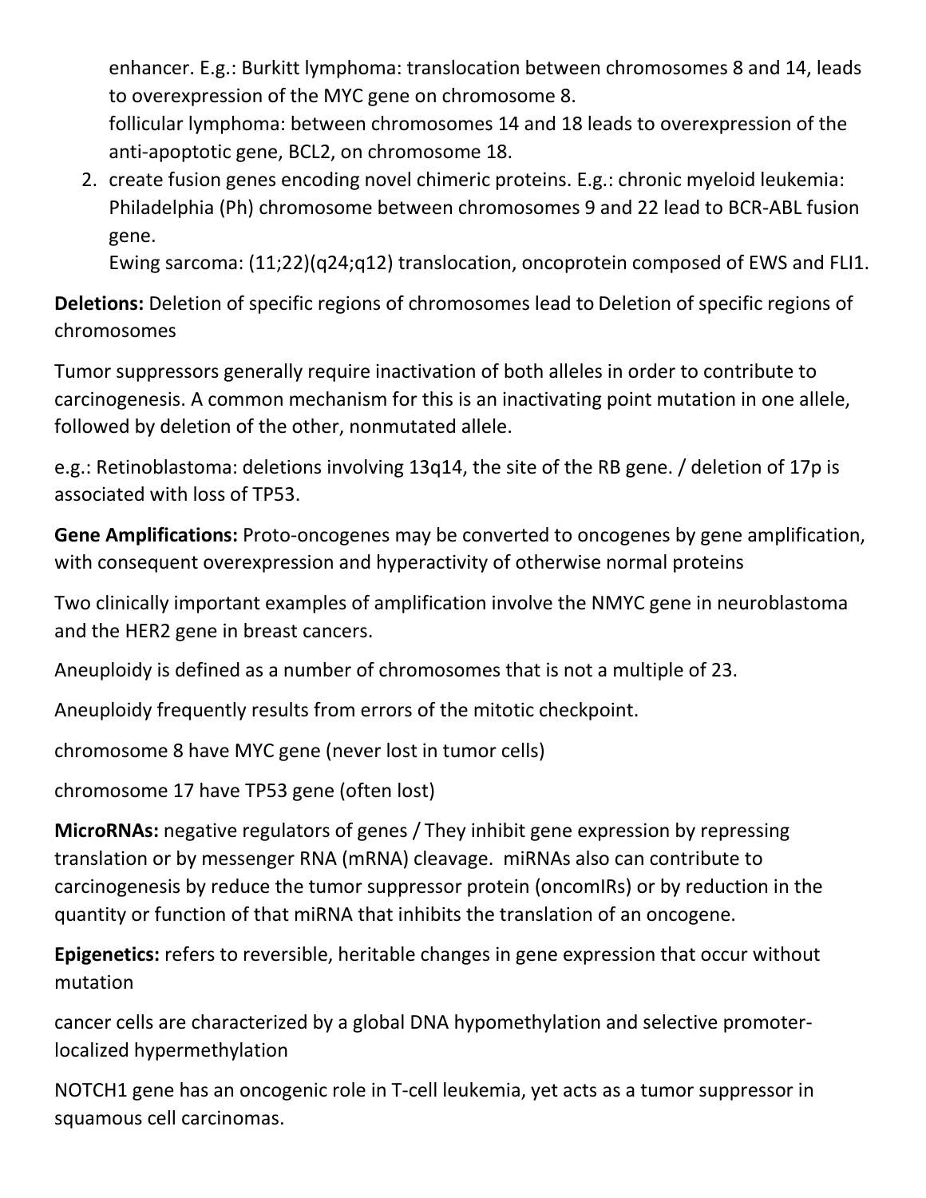enhancer. E.g.: Burkitt lymphoma: translocation between chromosomes 8 and 14, leads to overexpression of the MYC gene on chromosome 8.
follicular lymphoma: between chromosomes 14 and 18 leads to overexpression of the anti-apoptotic gene, BCL2, on chromosome 18.

2. create fusion genes encoding novel chimeric proteins. E.g.: chronic myeloid leukemia: Philadelphia (Ph) chromosome between chromosomes 9 and 22 lead to BCR-ABL fusion gene.
Ewing sarcoma: (11;22)(q24;q12) translocation, oncoprotein composed of EWS and FLI1.

**Deletions:** Deletion of specific regions of chromosomes lead to Deletion of specific regions of chromosomes

Tumor suppressors generally require inactivation of both alleles in order to contribute to carcinogenesis. A common mechanism for this is an inactivating point mutation in one allele, followed by deletion of the other, nonmutated allele.

e.g.: Retinoblastoma: deletions involving 13q14, the site of the RB gene. / deletion of 17p is associated with loss of TP53.

**Gene Amplifications:** Proto-oncogenes may be converted to oncogenes by gene amplification, with consequent overexpression and hyperactivity of otherwise normal proteins

Two clinically important examples of amplification involve the NMYC gene in neuroblastoma and the HER2 gene in breast cancers.

Aneuploidy is defined as a number of chromosomes that is not a multiple of 23.

Aneuploidy frequently results from errors of the mitotic checkpoint.

chromosome 8 have MYC gene (never lost in tumor cells)

chromosome 17 have TP53 gene (often lost)

**MicroRNAs:** negative regulators of genes / They inhibit gene expression by repressing translation or by messenger RNA (mRNA) cleavage. miRNAs also can contribute to carcinogenesis by reduce the tumor suppressor protein (oncomIRs) or by reduction in the quantity or function of that miRNA that inhibits the translation of an oncogene.

**Epigenetics:** refers to reversible, heritable changes in gene expression that occur without mutation

cancer cells are characterized by a global DNA hypomethylation and selective promoter-localized hypermethylation

NOTCH1 gene has an oncogenic role in T-cell leukemia, yet acts as a tumor suppressor in squamous cell carcinomas.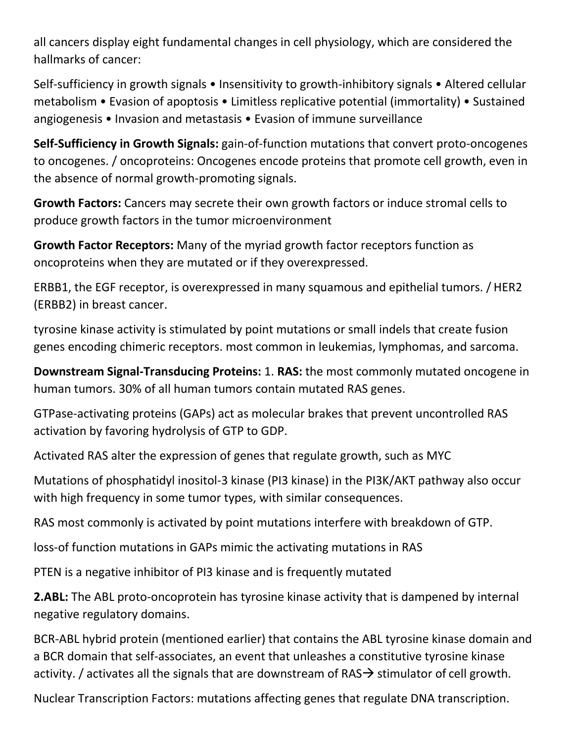all cancers display eight fundamental changes in cell physiology, which are considered the hallmarks of cancer:

Self-sufficiency in growth signals • Insensitivity to growth-inhibitory signals • Altered cellular metabolism • Evasion of apoptosis • Limitless replicative potential (immortality) • Sustained angiogenesis • Invasion and metastasis • Evasion of immune surveillance

**Self-Sufficiency in Growth Signals:** gain-of-function mutations that convert proto-oncogenes to oncogenes. / oncoproteins: Oncogenes encode proteins that promote cell growth, even in the absence of normal growth-promoting signals.

**Growth Factors:** Cancers may secrete their own growth factors or induce stromal cells to produce growth factors in the tumor microenvironment

**Growth Factor Receptors:** Many of the myriad growth factor receptors function as oncoproteins when they are mutated or if they overexpressed.

ERBB1, the EGF receptor, is overexpressed in many squamous and epithelial tumors. / HER2 (ERBB2) in breast cancer.

tyrosine kinase activity is stimulated by point mutations or small indels that create fusion genes encoding chimeric receptors. most common in leukemias, lymphomas, and sarcoma.

**Downstream Signal-Transducing Proteins:** 1. **RAS:** the most commonly mutated oncogene in human tumors. 30% of all human tumors contain mutated RAS genes.

GTPase-activating proteins (GAPs) act as molecular brakes that prevent uncontrolled RAS activation by favoring hydrolysis of GTP to GDP.

Activated RAS alter the expression of genes that regulate growth, such as MYC

Mutations of phosphatidyl inositol-3 kinase (PI3 kinase) in the PI3K/AKT pathway also occur with high frequency in some tumor types, with similar consequences.

RAS most commonly is activated by point mutations interfere with breakdown of GTP.

loss-of function mutations in GAPs mimic the activating mutations in RAS

PTEN is a negative inhibitor of PI3 kinase and is frequently mutated

**2.ABL:** The ABL proto-oncoprotein has tyrosine kinase activity that is dampened by internal negative regulatory domains.

BCR-ABL hybrid protein (mentioned earlier) that contains the ABL tyrosine kinase domain and a BCR domain that self-associates, an event that unleashes a constitutive tyrosine kinase activity. / activates all the signals that are downstream of RAS→ stimulator of cell growth.

Nuclear Transcription Factors: mutations affecting genes that regulate DNA transcription.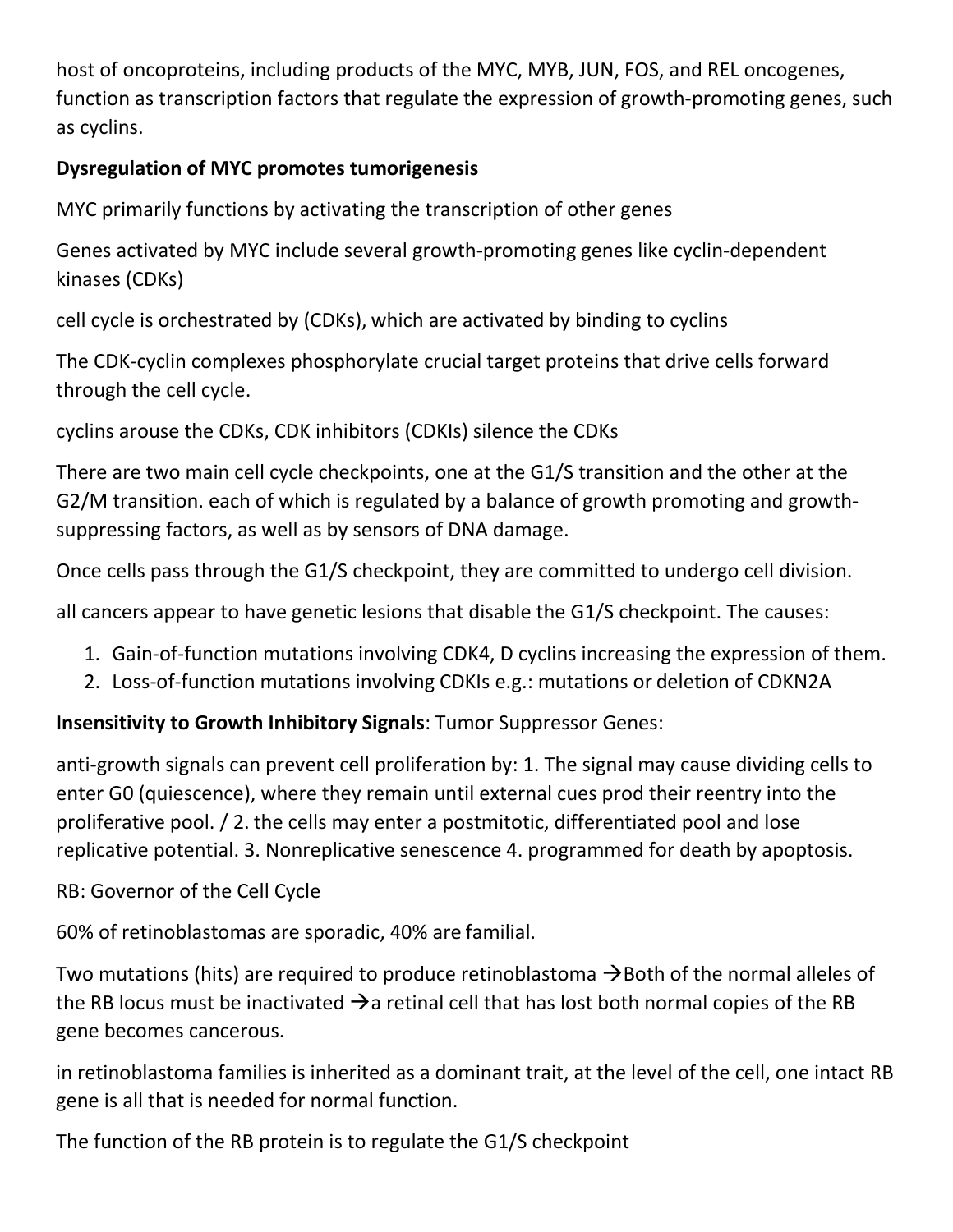host of oncoproteins, including products of the MYC, MYB, JUN, FOS, and REL oncogenes, function as transcription factors that regulate the expression of growth-promoting genes, such as cyclins.

**Dysregulation of MYC promotes tumorigenesis**

MYC primarily functions by activating the transcription of other genes

Genes activated by MYC include several growth-promoting genes like cyclin-dependent kinases (CDKs)

cell cycle is orchestrated by (CDKs), which are activated by binding to cyclins

The CDK-cyclin complexes phosphorylate crucial target proteins that drive cells forward through the cell cycle.

cyclins arouse the CDKs, CDK inhibitors (CDKIs) silence the CDKs

There are two main cell cycle checkpoints, one at the G1/S transition and the other at the G2/M transition. each of which is regulated by a balance of growth promoting and growth-suppressing factors, as well as by sensors of DNA damage.

Once cells pass through the G1/S checkpoint, they are committed to undergo cell division.

all cancers appear to have genetic lesions that disable the G1/S checkpoint. The causes:

1. Gain-of-function mutations involving CDK4, D cyclins increasing the expression of them.
2. Loss-of-function mutations involving CDKIs e.g.: mutations or deletion of CDKN2A

**Insensitivity to Growth Inhibitory Signals**: Tumor Suppressor Genes:

anti-growth signals can prevent cell proliferation by: 1. The signal may cause dividing cells to enter G0 (quiescence), where they remain until external cues prod their reentry into the proliferative pool. / 2. the cells may enter a postmitotic, differentiated pool and lose replicative potential. 3. Nonreplicative senescence 4. programmed for death by apoptosis.

RB: Governor of the Cell Cycle

60% of retinoblastomas are sporadic, 40% are familial.

Two mutations (hits) are required to produce retinoblastoma →Both of the normal alleles of the RB locus must be inactivated →a retinal cell that has lost both normal copies of the RB gene becomes cancerous.

in retinoblastoma families is inherited as a dominant trait, at the level of the cell, one intact RB gene is all that is needed for normal function.

The function of the RB protein is to regulate the G1/S checkpoint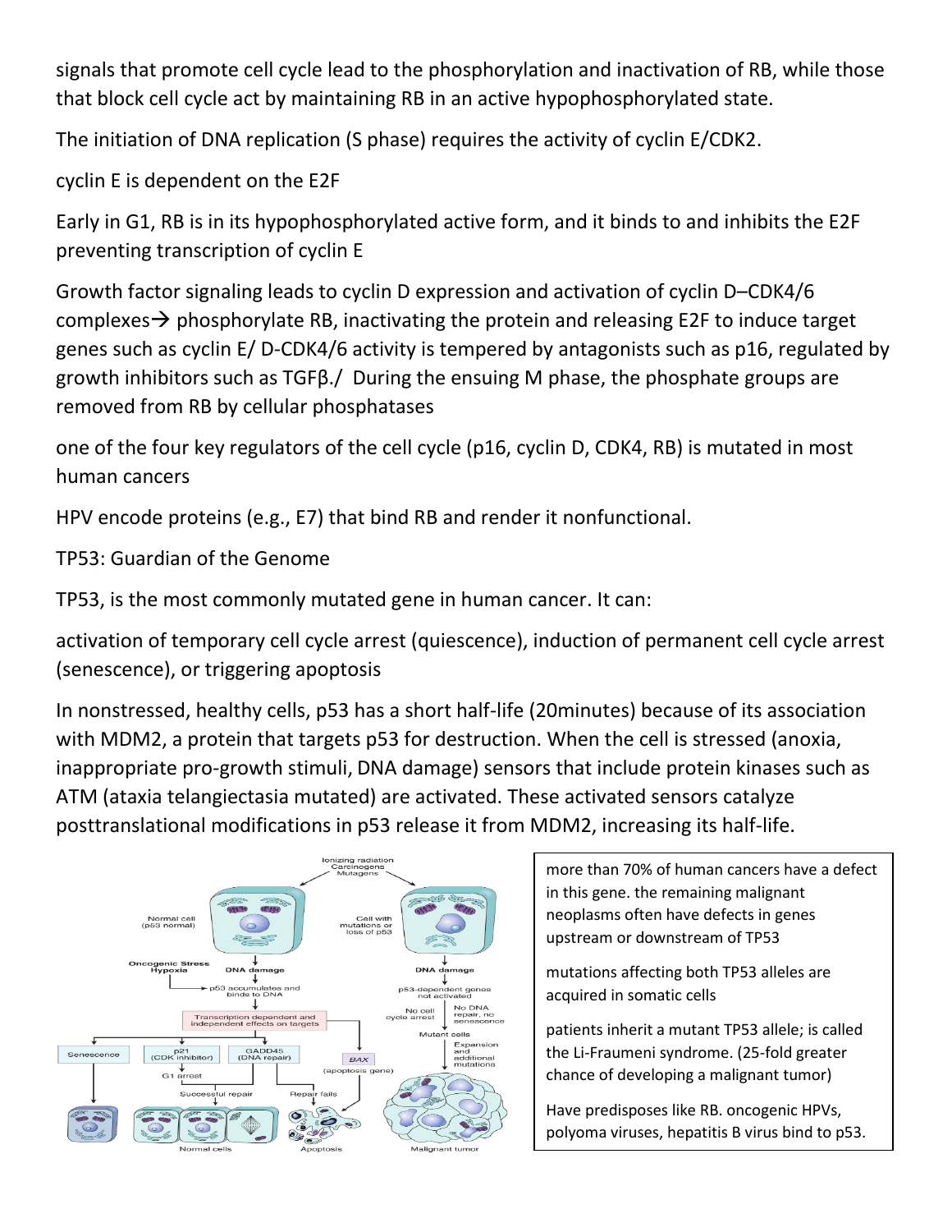signals that promote cell cycle lead to the phosphorylation and inactivation of RB, while those that block cell cycle act by maintaining RB in an active hypophosphorylated state.

The initiation of DNA replication (S phase) requires the activity of cyclin E/CDK2.

cyclin E is dependent on the E2F

Early in G1, RB is in its hypophosphorylated active form, and it binds to and inhibits the E2F preventing transcription of cyclin E

Growth factor signaling leads to cyclin D expression and activation of cyclin D–CDK4/6 complexes→ phosphorylate RB, inactivating the protein and releasing E2F to induce target genes such as cyclin E/ D-CDK4/6 activity is tempered by antagonists such as p16, regulated by growth inhibitors such as TGFβ./ During the ensuing M phase, the phosphate groups are removed from RB by cellular phosphatases

one of the four key regulators of the cell cycle (p16, cyclin D, CDK4, RB) is mutated in most human cancers

HPV encode proteins (e.g., E7) that bind RB and render it nonfunctional.

TP53: Guardian of the Genome

TP53, is the most commonly mutated gene in human cancer. It can:

activation of temporary cell cycle arrest (quiescence), induction of permanent cell cycle arrest (senescence), or triggering apoptosis

In nonstressed, healthy cells, p53 has a short half-life (20minutes) because of its association with MDM2, a protein that targets p53 for destruction. When the cell is stressed (anoxia, inappropriate pro-growth stimuli, DNA damage) sensors that include protein kinases such as ATM (ataxia telangiectasia mutated) are activated. These activated sensors catalyze posttranslational modifications in p53 release it from MDM2, increasing its half-life.

more than 70% of human cancers have a defect in this gene. the remaining malignant neoplasms often have defects in genes upstream or downstream of TP53

mutations affecting both TP53 alleles are acquired in somatic cells

patients inherit a mutant TP53 allele; is called the Li-Fraumeni syndrome. (25-fold greater chance of developing a malignant tumor)

Have predisposes like RB. oncogenic HPVs, polyoma viruses, hepatitis B virus bind to p53.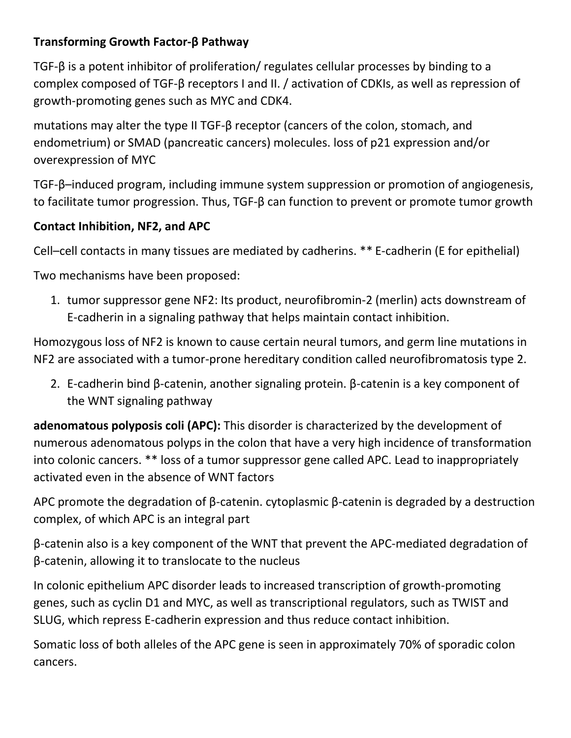**Transforming Growth Factor-β Pathway**

TGF-β is a potent inhibitor of proliferation/ regulates cellular processes by binding to a complex composed of TGF-β receptors I and II. / activation of CDKIs, as well as repression of growth-promoting genes such as MYC and CDK4.

mutations may alter the type II TGF-β receptor (cancers of the colon, stomach, and endometrium) or SMAD (pancreatic cancers) molecules. loss of p21 expression and/or overexpression of MYC

TGF-β–induced program, including immune system suppression or promotion of angiogenesis, to facilitate tumor progression. Thus, TGF-β can function to prevent or promote tumor growth

**Contact Inhibition, NF2, and APC**

Cell–cell contacts in many tissues are mediated by cadherins. ** E-cadherin (E for epithelial)

Two mechanisms have been proposed:

1. tumor suppressor gene NF2: Its product, neurofibromin-2 (merlin) acts downstream of E-cadherin in a signaling pathway that helps maintain contact inhibition.

Homozygous loss of NF2 is known to cause certain neural tumors, and germ line mutations in NF2 are associated with a tumor-prone hereditary condition called neurofibromatosis type 2.

2. E-cadherin bind β-catenin, another signaling protein. β-catenin is a key component of the WNT signaling pathway

**adenomatous polyposis coli (APC):** This disorder is characterized by the development of numerous adenomatous polyps in the colon that have a very high incidence of transformation into colonic cancers. ** loss of a tumor suppressor gene called APC. Lead to inappropriately activated even in the absence of WNT factors

APC promote the degradation of β-catenin. cytoplasmic β-catenin is degraded by a destruction complex, of which APC is an integral part

β-catenin also is a key component of the WNT that prevent the APC-mediated degradation of β-catenin, allowing it to translocate to the nucleus

In colonic epithelium APC disorder leads to increased transcription of growth-promoting genes, such as cyclin D1 and MYC, as well as transcriptional regulators, such as TWIST and SLUG, which repress E-cadherin expression and thus reduce contact inhibition.

Somatic loss of both alleles of the APC gene is seen in approximately 70% of sporadic colon cancers.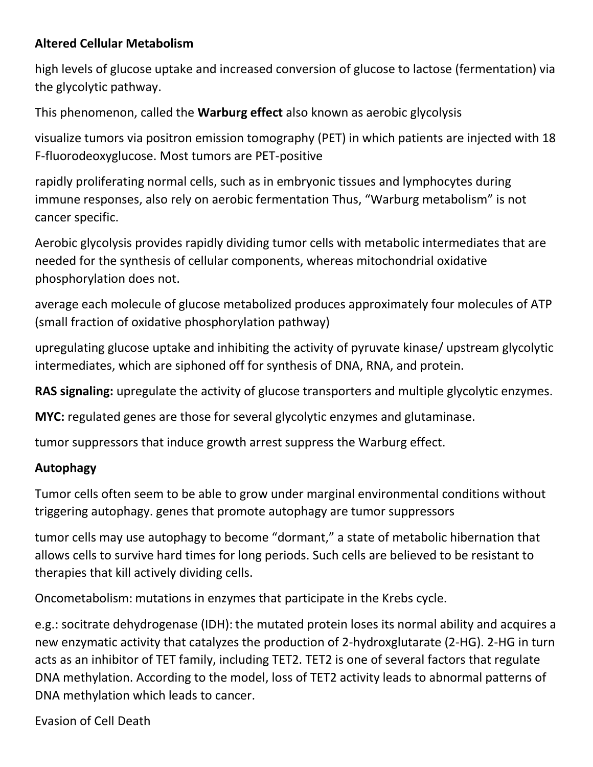**Altered Cellular Metabolism**

high levels of glucose uptake and increased conversion of glucose to lactose (fermentation) via the glycolytic pathway.

This phenomenon, called the **Warburg effect** also known as aerobic glycolysis

visualize tumors via positron emission tomography (PET) in which patients are injected with 18 F-fluorodeoxyglucose. Most tumors are PET-positive

rapidly proliferating normal cells, such as in embryonic tissues and lymphocytes during immune responses, also rely on aerobic fermentation Thus, "Warburg metabolism" is not cancer specific.

Aerobic glycolysis provides rapidly dividing tumor cells with metabolic intermediates that are needed for the synthesis of cellular components, whereas mitochondrial oxidative phosphorylation does not.

average each molecule of glucose metabolized produces approximately four molecules of ATP (small fraction of oxidative phosphorylation pathway)

upregulating glucose uptake and inhibiting the activity of pyruvate kinase/ upstream glycolytic intermediates, which are siphoned off for synthesis of DNA, RNA, and protein.

**RAS signaling:** upregulate the activity of glucose transporters and multiple glycolytic enzymes.

**MYC:** regulated genes are those for several glycolytic enzymes and glutaminase.

tumor suppressors that induce growth arrest suppress the Warburg effect.

**Autophagy**

Tumor cells often seem to be able to grow under marginal environmental conditions without triggering autophagy. genes that promote autophagy are tumor suppressors

tumor cells may use autophagy to become "dormant," a state of metabolic hibernation that allows cells to survive hard times for long periods. Such cells are believed to be resistant to therapies that kill actively dividing cells.

Oncometabolism: mutations in enzymes that participate in the Krebs cycle.

e.g.: socitrate dehydrogenase (IDH): the mutated protein loses its normal ability and acquires a new enzymatic activity that catalyzes the production of 2-hydroxglutarate (2-HG). 2-HG in turn acts as an inhibitor of TET family, including TET2. TET2 is one of several factors that regulate DNA methylation. According to the model, loss of TET2 activity leads to abnormal patterns of DNA methylation which leads to cancer.

Evasion of Cell Death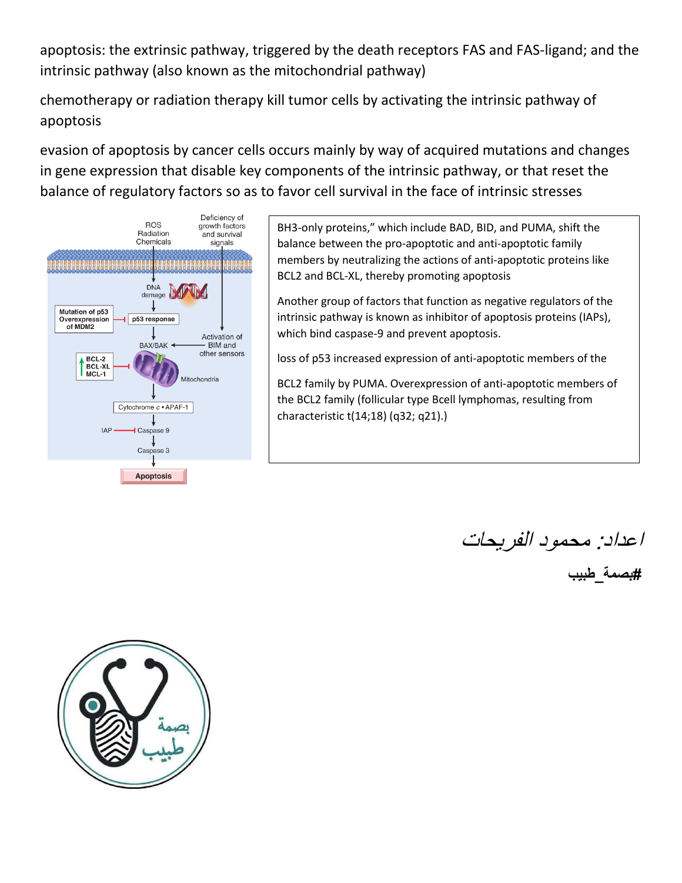apoptosis: the extrinsic pathway, triggered by the death receptors FAS and FAS-ligand; and the intrinsic pathway (also known as the mitochondrial pathway)

chemotherapy or radiation therapy kill tumor cells by activating the intrinsic pathway of apoptosis

evasion of apoptosis by cancer cells occurs mainly by way of acquired mutations and changes in gene expression that disable key components of the intrinsic pathway, or that reset the balance of regulatory factors so as to favor cell survival in the face of intrinsic stresses

ROS
Radiation
Chemicals

Deficiency of growth factors and survival signals

DNA damage

Mutation of p53
Overexpression of MDM2

p53 response

BAX/BAK

Activation of BIM and other sensors

BCL-2
BCL-XL
MCL-1

Mitochondria

Cytochrome c • APAF-1

IAP

Caspase 9

Caspase 3

Apoptosis

BH3-only proteins," which include BAD, BID, and PUMA, shift the balance between the pro-apoptotic and anti-apoptotic family members by neutralizing the actions of anti-apoptotic proteins like BCL2 and BCL-XL, thereby promoting apoptosis

Another group of factors that function as negative regulators of the intrinsic pathway is known as inhibitor of apoptosis proteins (IAPs), which bind caspase-9 and prevent apoptosis.

loss of p53 increased expression of anti-apoptotic members of the

BCL2 family by PUMA. Overexpression of anti-apoptotic members of the BCL2 family (follicular type Bcell lymphomas, resulting from characteristic t(14;18) (q32; q21).)

اعداد: محمود الفريحات

#بصمة_طبيب